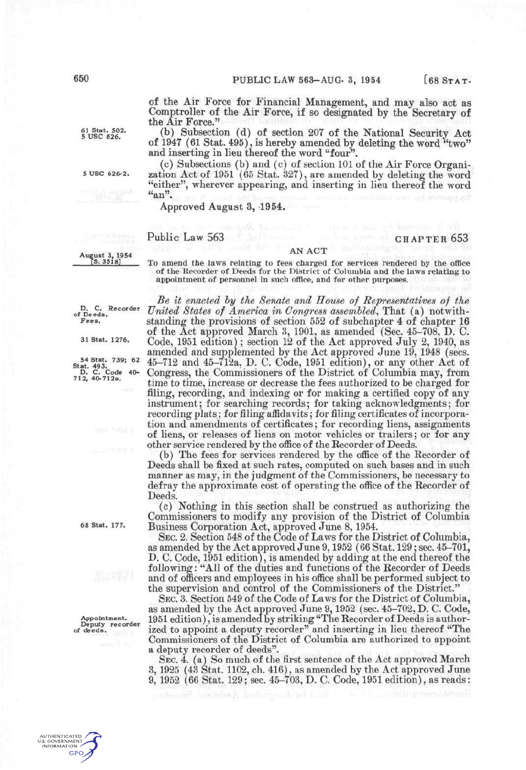of the Air Force for Financial Management, and may also act as Comptroller of the Air Force, if so designated by the Secretary of the Air Force."

61 Stat. 502. 5 USC 626.

(b) Subsection (d) of section 207 of the National Security Act of 1947 (61 Stat. 495), is hereby amended by deleting the word "two" and inserting in lieu thereof the word "four".

5 USC 626-2.

(c) Subsections (b) and (c) of section 101 of the Air Force Organization Act of 1951 (65 Stat. 327), are amended by deleting the word "either", wherever appearing, and inserting in lieu thereof the word "an".

Approved August 3, 1954.

Public Law 563 — CHAPTER 653

August 3, 1954 [S. 3518]

## AN ACT

To amend the laws relating to fees charged for services rendered by the office of the Recorder of Deeds for the District of Columbia and the laws relating to appointment of personnel in such office, and for other purposes.

D. C. Recorder of Deeds. Fees.

*Be it enacted by the Senate and House of Representatives of the United States of America in Congress assembled*, That (a) notwithstanding the provisions of section 552 of subchapter 4 of chapter 16 of the Act approved March 3, 1901, as amended (Sec. 45-708, D. C. Code, 1951 edition); section 12 of the Act approved July 2, 1940, as amended and supplemented by the Act approved June 19, 1948 (secs. 45-712 and 45-712a, D. C. Code, 1951 edition), or any other Act of Congress, the Commissioners of the District of Columbia may, from time to time, increase or decrease the fees authorized to be charged for filing, recording, and indexing or for making a certified copy of any instrument; for searching records; for taking acknowledgments; for recording plats; for filing affidavits; for filing certificates of incorporation and amendments of certificates; for recording liens, assignments of liens, or releases of liens on motor vehicles or trailers; or for any other service rendered by the office of the Recorder of Deeds.

31 Stat. 1276.

54 Stat. 739; 62 Stat. 493. D. C. Code 40-712, 40-712a.

(b) The fees for services rendered by the office of the Recorder of Deeds shall be fixed at such rates, computed on such bases and in such manner as may, in the judgment of the Commissioners, be necessary to defray the approximate cost of operating the office of the Recorder of Deeds.

(c) Nothing in this section shall be construed as authorizing the Commissioners to modify any provision of the District of Columbia Business Corporation Act, approved June 8, 1954.

68 Stat. 177.

SEC. 2. Section 548 of the Code of Laws for the District of Columbia, as amended by the Act approved June 9, 1952 (66 Stat. 129; sec. 45-701, D. C. Code, 1951 edition), is amended by adding at the end thereof the following: "All of the duties and functions of the Recorder of Deeds and of officers and employees in his office shall be performed subject to the supervision and control of the Commissioners of the District."

Appointment. Deputy recorder of deeds.

SEC. 3. Section 549 of the Code of Laws for the District of Columbia, as amended by the Act approved June 9, 1952 (sec. 45-702, D. C. Code, 1951 edition), is amended by striking "The Recorder of Deeds is authorized to appoint a deputy recorder" and inserting in lieu thereof "The Commissioners of the District of Columbia are authorized to appoint a deputy recorder of deeds".

SEC. 4. (a) So much of the first sentence of the Act approved March 3, 1925 (43 Stat. 1102, ch. 416), as amended by the Act approved June 9, 1952 (66 Stat. 129; sec. 45-703, D. C. Code, 1951 edition), as reads: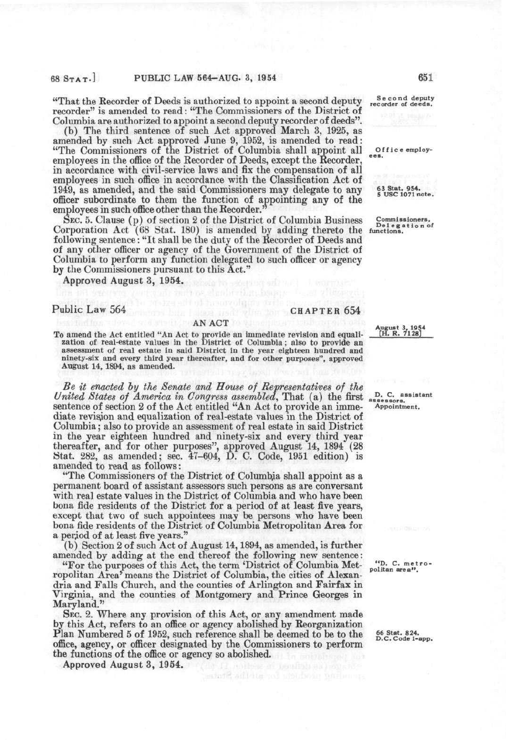"That the Recorder of Deeds is authorized to appoint a second deputy recorder" is amended to read: "The Commissioners of the District of Columbia are authorized to appoint a second deputy recorder of deeds".

Second deputy recorder of deeds.

(b) The third sentence of such Act approved March 3, 1925, as amended by such Act approved June 9, 1952, is amended to read: "The Commissioners of the District of Columbia shall appoint all employees in the office of the Recorder of Deeds, except the Recorder, in accordance with civil-service laws and fix the compensation of all employees in such office in accordance with the Classification Act of 1949, as amended, and the said Commissioners may delegate to any officer subordinate to them the function of appointing any of the employees in such office other than the Recorder."

Office employees.

63 Stat. 954. 5 USC 1071 note.

SEC. 5. Clause (p) of section 2 of the District of Columbia Business Corporation Act (68 Stat. 180) is amended by adding thereto the following sentence: "It shall be the duty of the Recorder of Deeds and of any other officer or agency of the Government of the District of Columbia to perform any function delegated to such officer or agency by the Commissioners pursuant to this Act."

Commissioners. Delegation of functions.

Approved August 3, 1954.

Public Law 564

CHAPTER 654

## AN ACT

August 3, 1954 [H. R. 7128]

To amend the Act entitled "An Act to provide an immediate revision and equalization of real-estate values in the District of Columbia; also to provide an assessment of real estate in said District in the year eighteen hundred and ninety-six and every third year thereafter, and for other purposes", approved August 14, 1894, as amended.

*Be it enacted by the Senate and House of Representatives of the United States of America in Congress assembled*, That (a) the first sentence of section 2 of the Act entitled "An Act to provide an immediate revision and equalization of real-estate values in the District of Columbia; also to provide an assessment of real estate in said District in the year eighteen hundred and ninety-six and every third year thereafter, and for other purposes", approved August 14, 1894 (28 Stat. 282, as amended; sec. 47-604, D. C. Code, 1951 edition) is amended to read as follows:

D. C. assistant assessors. Appointment.

"The Commissioners of the District of Columbia shall appoint as a permanent board of assistant assessors such persons as are conversant with real estate values in the District of Columbia and who have been bona fide residents of the District for a period of at least five years, except that two of such appointees may be persons who have been bona fide residents of the District of Columbia Metropolitan Area for a period of at least five years."

(b) Section 2 of such Act of August 14, 1894, as amended, is further amended by adding at the end thereof the following new sentence: "For the purposes of this Act, the term 'District of Columbia Metropolitan Area' means the District of Columbia, the cities of Alexandria and Falls Church, and the counties of Arlington and Fairfax in Virginia, and the counties of Montgomery and Prince Georges in Maryland."

"D. C. metropolitan area".

SEC. 2. Where any provision of this Act, or any amendment made by this Act, refers to an office or agency abolished by Reorganization Plan Numbered 5 of 1952, such reference shall be deemed to be to the office, agency, or officer designated by the Commissioners to perform the functions of the office or agency so abolished.

66 Stat. 824. D.C. Code 1-app.

Approved August 3, 1954.